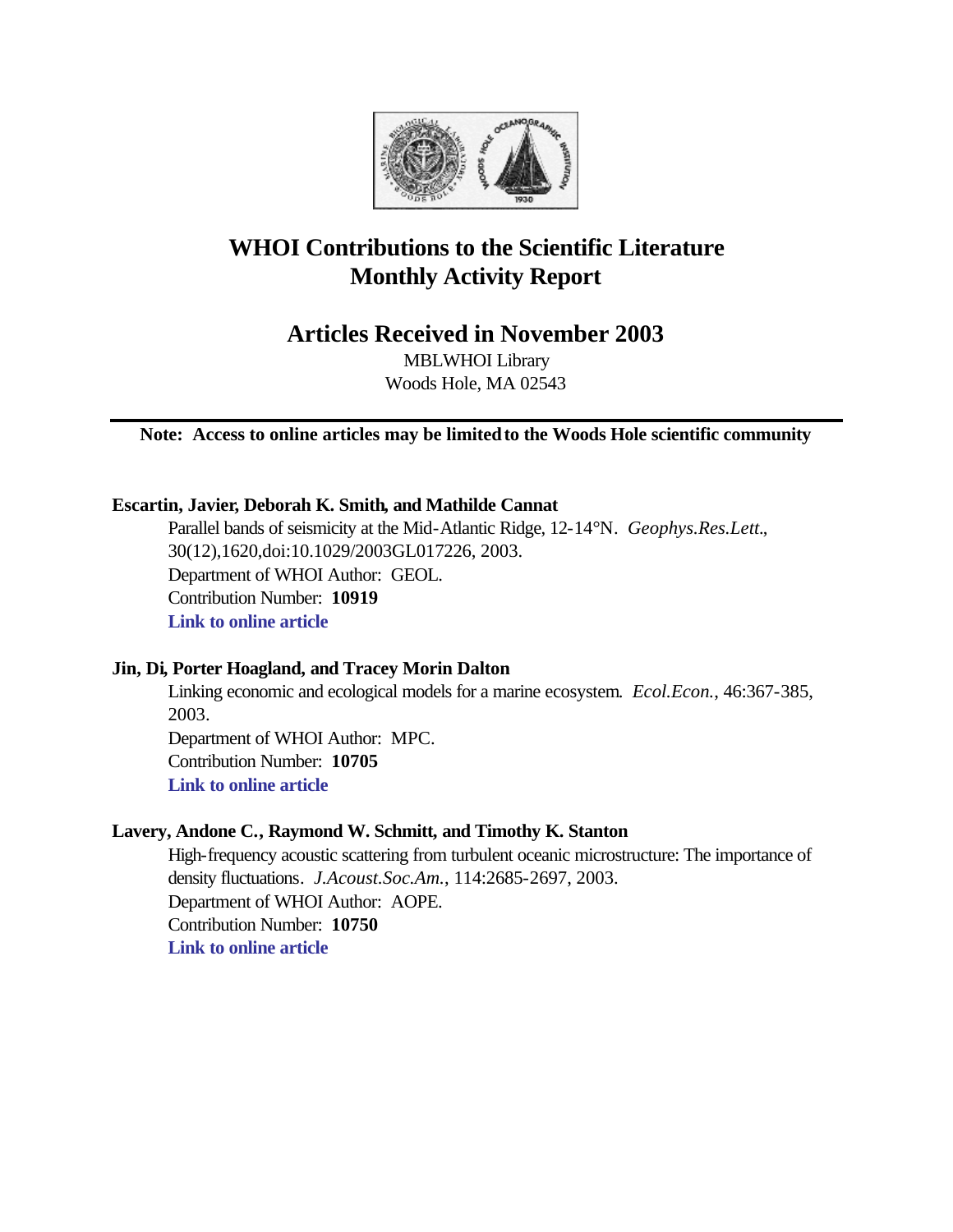# WHOI Contributions to the Scientific Literature
# Monthly Activity Report

## Articles Received in November 2003

MBLWHOI Library
Woods Hole, MA 02543

---

**Note: Access to online articles may be limited to the Woods Hole scientific community**

**Escartin, Javier, Deborah K. Smith, and Mathilde Cannat**

Parallel bands of seismicity at the Mid-Atlantic Ridge, 12-14°N. *Geophys.Res.Lett.*, 30(12),1620,doi:10.1029/2003GL017226, 2003.
Department of WHOI Author: GEOL.
Contribution Number: **10919**
**Link to online article**

**Jin, Di, Porter Hoagland, and Tracey Morin Dalton**

Linking economic and ecological models for a marine ecosystem. *Ecol.Econ.*, 46:367-385, 2003.
Department of WHOI Author: MPC.
Contribution Number: **10705**
**Link to online article**

**Lavery, Andone C., Raymond W. Schmitt, and Timothy K. Stanton**

High-frequency acoustic scattering from turbulent oceanic microstructure: The importance of density fluctuations. *J.Acoust.Soc.Am.*, 114:2685-2697, 2003.
Department of WHOI Author: AOPE.
Contribution Number: **10750**
**Link to online article**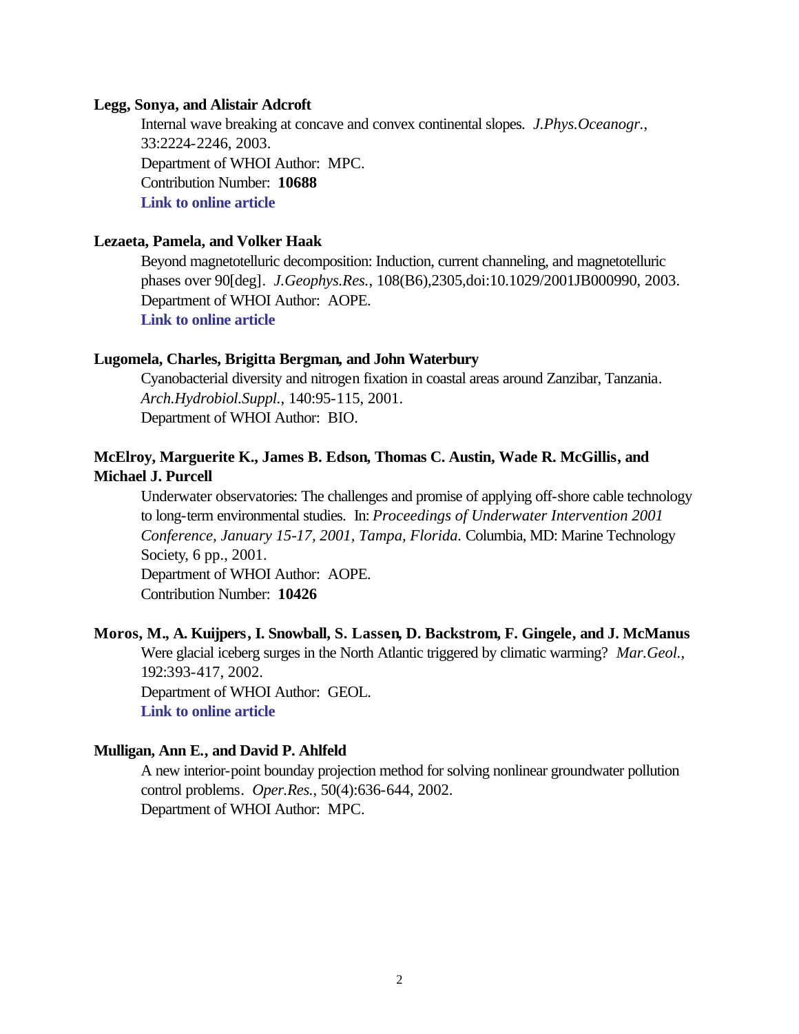**Legg, Sonya, and Alistair Adcroft**

Internal wave breaking at concave and convex continental slopes. *J.Phys.Oceanogr.*, 33:2224-2246, 2003.
Department of WHOI Author: MPC.
Contribution Number: **10688**
**Link to online article**

**Lezaeta, Pamela, and Volker Haak**

Beyond magnetotelluric decomposition: Induction, current channeling, and magnetotelluric phases over 90[deg]. *J.Geophys.Res.*, 108(B6),2305,doi:10.1029/2001JB000990, 2003.
Department of WHOI Author: AOPE.
**Link to online article**

**Lugomela, Charles, Brigitta Bergman, and John Waterbury**

Cyanobacterial diversity and nitrogen fixation in coastal areas around Zanzibar, Tanzania. *Arch.Hydrobiol.Suppl.*, 140:95-115, 2001.
Department of WHOI Author: BIO.

**McElroy, Marguerite K., James B. Edson, Thomas C. Austin, Wade R. McGillis, and Michael J. Purcell**

Underwater observatories: The challenges and promise of applying off-shore cable technology to long-term environmental studies. In: *Proceedings of Underwater Intervention 2001 Conference, January 15-17, 2001, Tampa, Florida.* Columbia, MD: Marine Technology Society, 6 pp., 2001.
Department of WHOI Author: AOPE.
Contribution Number: **10426**

**Moros, M., A. Kuijpers, I. Snowball, S. Lassen, D. Backstrom, F. Gingele, and J. McManus**

Were glacial iceberg surges in the North Atlantic triggered by climatic warming? *Mar.Geol.*, 192:393-417, 2002.
Department of WHOI Author: GEOL.
**Link to online article**

**Mulligan, Ann E., and David P. Ahlfeld**

A new interior-point bounday projection method for solving nonlinear groundwater pollution control problems. *Oper.Res.*, 50(4):636-644, 2002.
Department of WHOI Author: MPC.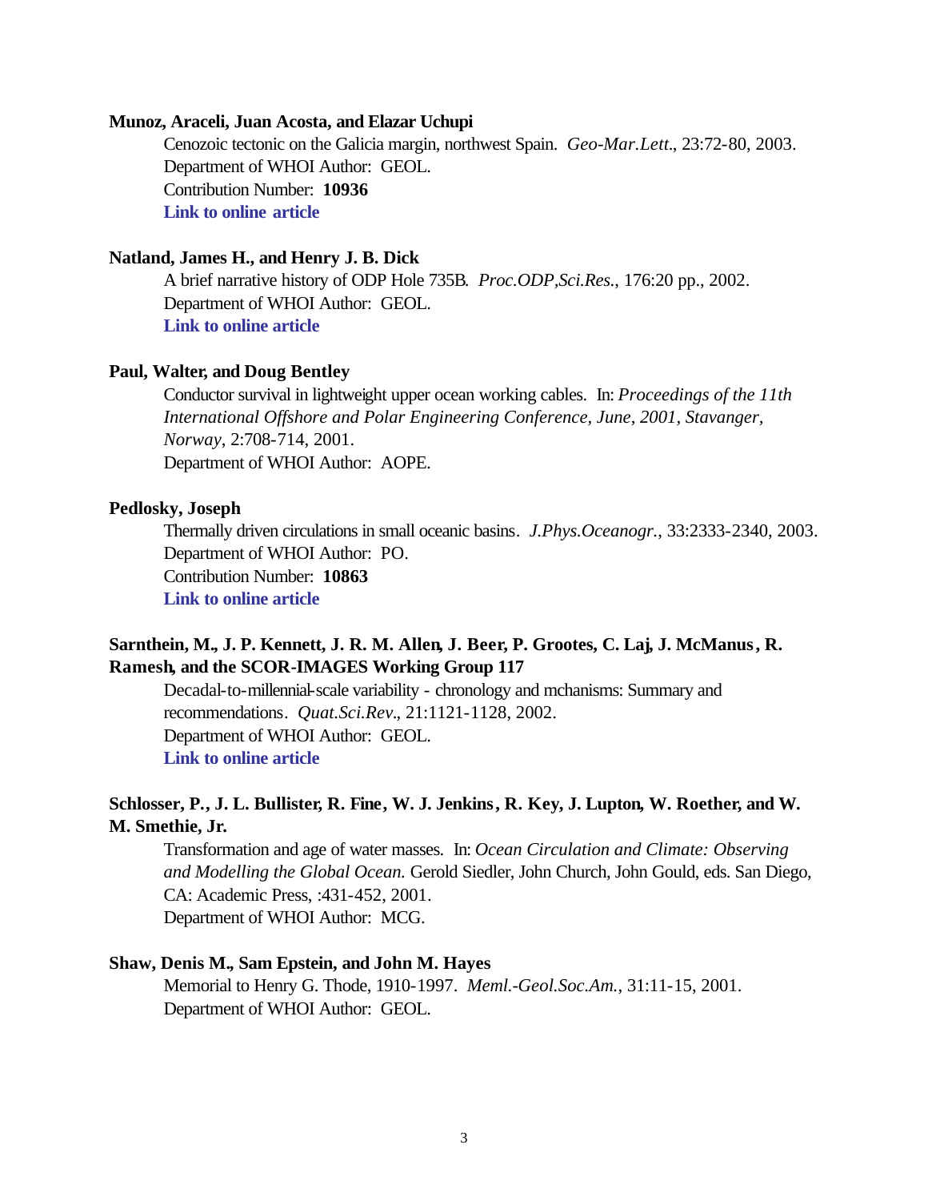**Munoz, Araceli, Juan Acosta, and Elazar Uchupi**

Cenozoic tectonic on the Galicia margin, northwest Spain. *Geo-Mar.Lett.*, 23:72-80, 2003.
Department of WHOI Author: GEOL.
Contribution Number: **10936**
**Link to online article**

**Natland, James H., and Henry J. B. Dick**

A brief narrative history of ODP Hole 735B. *Proc.ODP,Sci.Res.*, 176:20 pp., 2002.
Department of WHOI Author: GEOL.
**Link to online article**

**Paul, Walter, and Doug Bentley**

Conductor survival in lightweight upper ocean working cables. In: *Proceedings of the 11th International Offshore and Polar Engineering Conference, June, 2001, Stavanger, Norway*, 2:708-714, 2001.
Department of WHOI Author: AOPE.

**Pedlosky, Joseph**

Thermally driven circulations in small oceanic basins. *J.Phys.Oceanogr.*, 33:2333-2340, 2003.
Department of WHOI Author: PO.
Contribution Number: **10863**
**Link to online article**

**Sarnthein, M., J. P. Kennett, J. R. M. Allen, J. Beer, P. Grootes, C. Laj, J. McManus, R. Ramesh, and the SCOR-IMAGES Working Group 117**

Decadal-to-millennial-scale variability - chronology and mchanisms: Summary and recommendations. *Quat.Sci.Rev.*, 21:1121-1128, 2002.
Department of WHOI Author: GEOL.
**Link to online article**

**Schlosser, P., J. L. Bullister, R. Fine, W. J. Jenkins, R. Key, J. Lupton, W. Roether, and W. M. Smethie, Jr.**

Transformation and age of water masses. In: *Ocean Circulation and Climate: Observing and Modelling the Global Ocean.* Gerold Siedler, John Church, John Gould, eds. San Diego, CA: Academic Press, :431-452, 2001.
Department of WHOI Author: MCG.

**Shaw, Denis M., Sam Epstein, and John M. Hayes**

Memorial to Henry G. Thode, 1910-1997. *Meml.-Geol.Soc.Am.*, 31:11-15, 2001.
Department of WHOI Author: GEOL.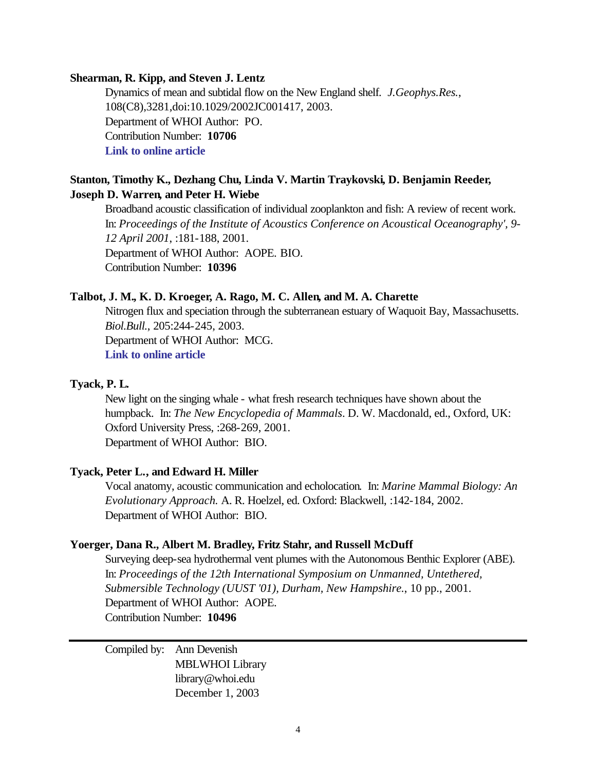**Shearman, R. Kipp, and Steven J. Lentz**

Dynamics of mean and subtidal flow on the New England shelf. *J.Geophys.Res.*, 108(C8),3281,doi:10.1029/2002JC001417, 2003.
Department of WHOI Author: PO.
Contribution Number: **10706**
**Link to online article**

**Stanton, Timothy K., Dezhang Chu, Linda V. Martin Traykovski, D. Benjamin Reeder, Joseph D. Warren, and Peter H. Wiebe**

Broadband acoustic classification of individual zooplankton and fish: A review of recent work. In: *Proceedings of the Institute of Acoustics Conference on Acoustical Oceanography', 9-12 April 2001*, :181-188, 2001.
Department of WHOI Author: AOPE. BIO.
Contribution Number: **10396**

**Talbot, J. M., K. D. Kroeger, A. Rago, M. C. Allen, and M. A. Charette**

Nitrogen flux and speciation through the subterranean estuary of Waquoit Bay, Massachusetts. *Biol.Bull.*, 205:244-245, 2003.
Department of WHOI Author: MCG.
**Link to online article**

**Tyack, P. L.**

New light on the singing whale - what fresh research techniques have shown about the humpback. In: *The New Encyclopedia of Mammals*. D. W. Macdonald, ed., Oxford, UK: Oxford University Press, :268-269, 2001.
Department of WHOI Author: BIO.

**Tyack, Peter L., and Edward H. Miller**

Vocal anatomy, acoustic communication and echolocation. In: *Marine Mammal Biology: An Evolutionary Approach.* A. R. Hoelzel, ed. Oxford: Blackwell, :142-184, 2002.
Department of WHOI Author: BIO.

**Yoerger, Dana R., Albert M. Bradley, Fritz Stahr, and Russell McDuff**

Surveying deep-sea hydrothermal vent plumes with the Autonomous Benthic Explorer (ABE). In: *Proceedings of the 12th International Symposium on Unmanned, Untethered, Submersible Technology (UUST '01), Durham, New Hampshire.*, 10 pp., 2001.
Department of WHOI Author: AOPE.
Contribution Number: **10496**

---

Compiled by: Ann Devenish
MBLWHOI Library
library@whoi.edu
December 1, 2003